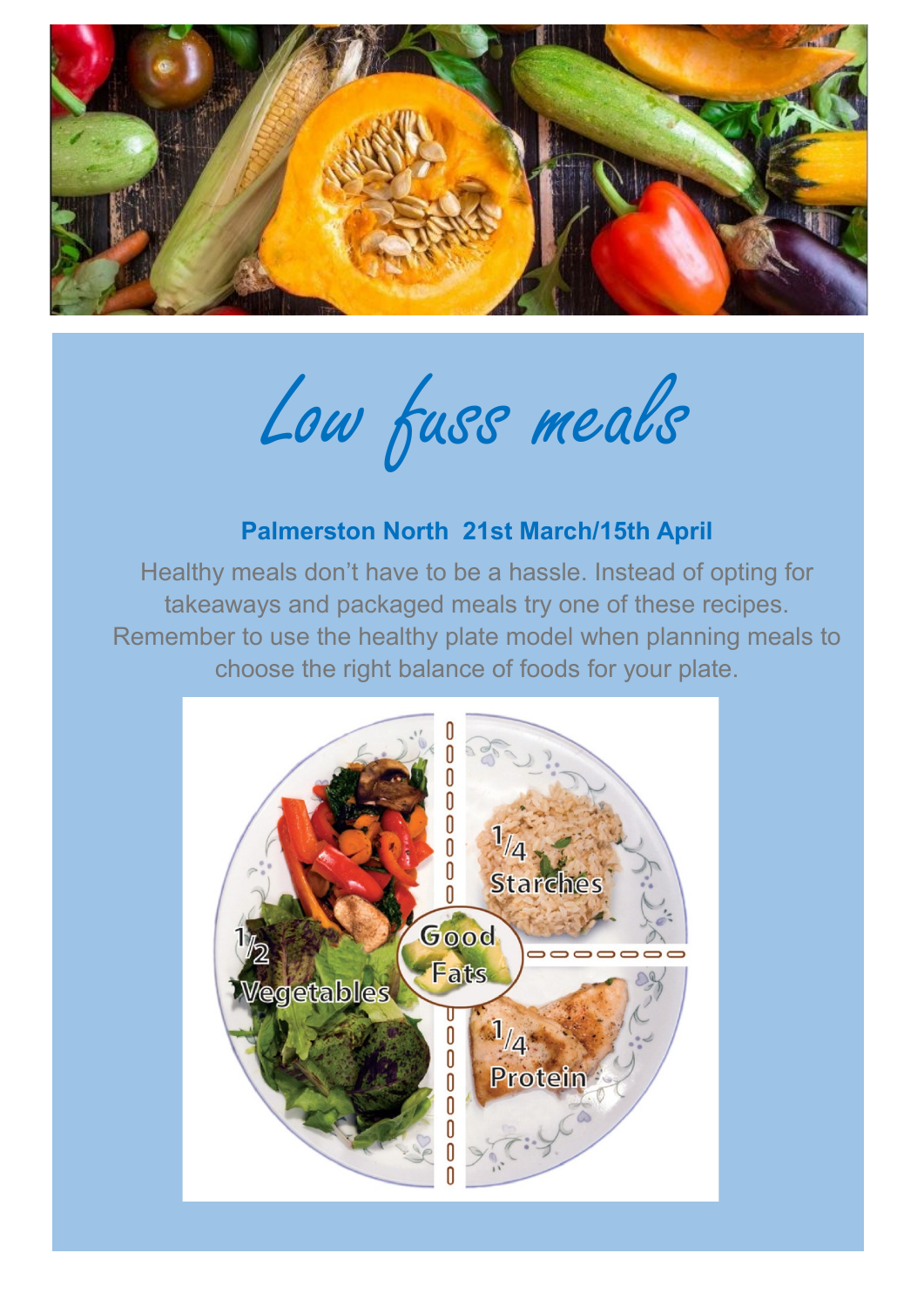# Low fuss meals

**Palmerston North 21st March/15th April**

Healthy meals don't have to be a hassle. Instead of opting for takeaways and packaged meals try one of these recipes. Remember to use the healthy plate model when planning meals to choose the right balance of foods for your plate.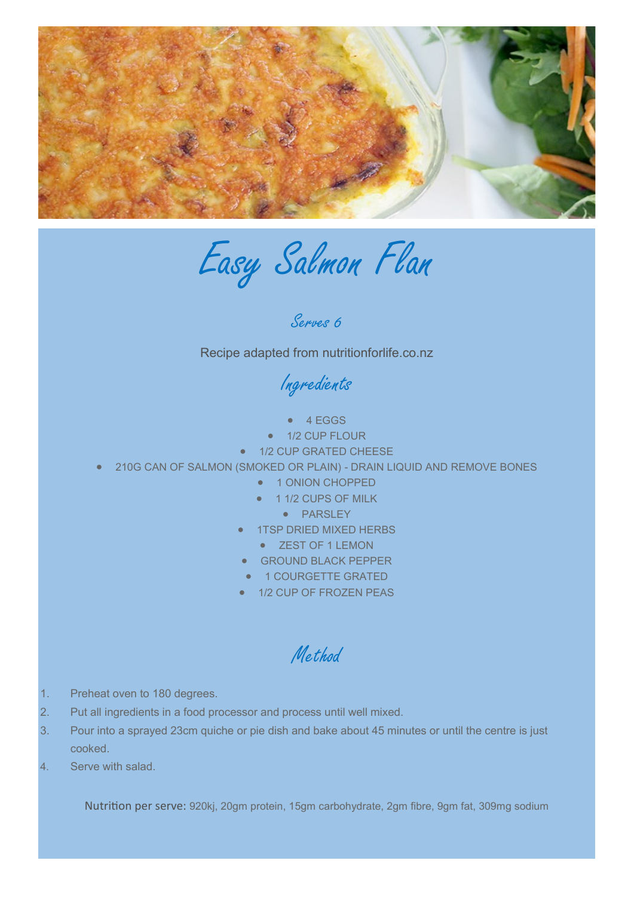# Easy Salmon Flan

### Serves 6

Recipe adapted from nutritionforlife.co.nz

## Ingredients

- 4 EGGS
- 1/2 CUP FLOUR
- 1/2 CUP GRATED CHEESE
- 210G CAN OF SALMON (SMOKED OR PLAIN) - DRAIN LIQUID AND REMOVE BONES
- 1 ONION CHOPPED
- 1 1/2 CUPS OF MILK
- PARSLEY
- 1TSP DRIED MIXED HERBS
- ZEST OF 1 LEMON
- GROUND BLACK PEPPER
- 1 COURGETTE GRATED
- 1/2 CUP OF FROZEN PEAS

## Method

1. Preheat oven to 180 degrees.
2. Put all ingredients in a food processor and process until well mixed.
3. Pour into a sprayed 23cm quiche or pie dish and bake about 45 minutes or until the centre is just cooked.
4. Serve with salad.

Nutrition per serve: 920kj, 20gm protein, 15gm carbohydrate, 2gm fibre, 9gm fat, 309mg sodium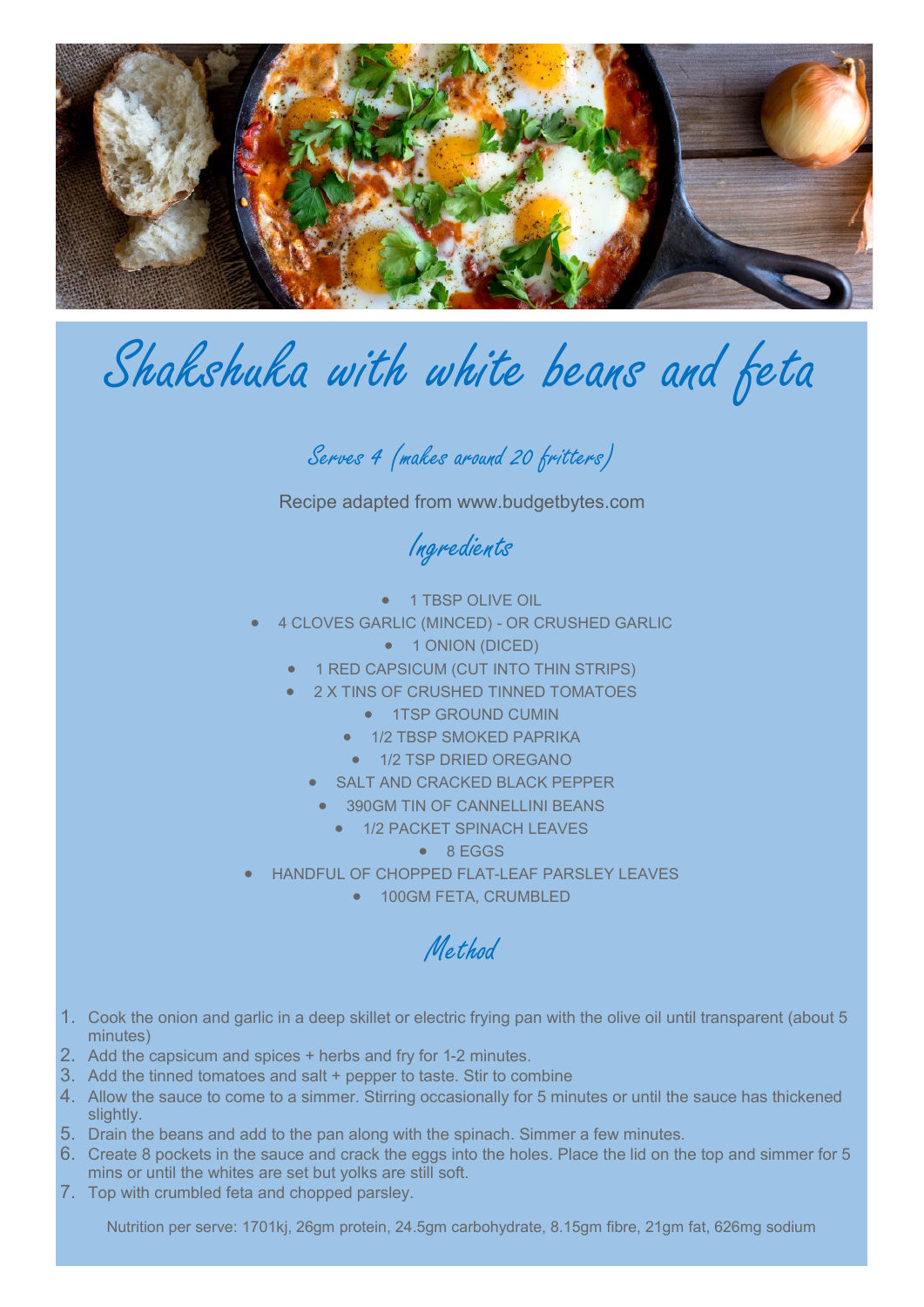# Shakshuka with white beans and feta

### Serves 4 (makes around 20 fritters)

Recipe adapted from www.budgetbytes.com

## Ingredients

- 1 TBSP OLIVE OIL
- 4 CLOVES GARLIC (MINCED) - OR CRUSHED GARLIC
- 1 ONION (DICED)
- 1 RED CAPSICUM (CUT INTO THIN STRIPS)
- 2 X TINS OF CRUSHED TINNED TOMATOES
- 1TSP GROUND CUMIN
- 1/2 TBSP SMOKED PAPRIKA
- 1/2 TSP DRIED OREGANO
- SALT AND CRACKED BLACK PEPPER
- 390GM TIN OF CANNELLINI BEANS
- 1/2 PACKET SPINACH LEAVES
- 8 EGGS
- HANDFUL OF CHOPPED FLAT-LEAF PARSLEY LEAVES
- 100GM FETA, CRUMBLED

## Method

1. Cook the onion and garlic in a deep skillet or electric frying pan with the olive oil until transparent (about 5 minutes)
2. Add the capsicum and spices + herbs and fry for 1-2 minutes.
3. Add the tinned tomatoes and salt + pepper to taste. Stir to combine
4. Allow the sauce to come to a simmer. Stirring occasionally for 5 minutes or until the sauce has thickened slightly.
5. Drain the beans and add to the pan along with the spinach. Simmer a few minutes.
6. Create 8 pockets in the sauce and crack the eggs into the holes. Place the lid on the top and simmer for 5 mins or until the whites are set but yolks are still soft.
7. Top with crumbled feta and chopped parsley.

Nutrition per serve: 1701kj, 26gm protein, 24.5gm carbohydrate, 8.15gm fibre, 21gm fat, 626mg sodium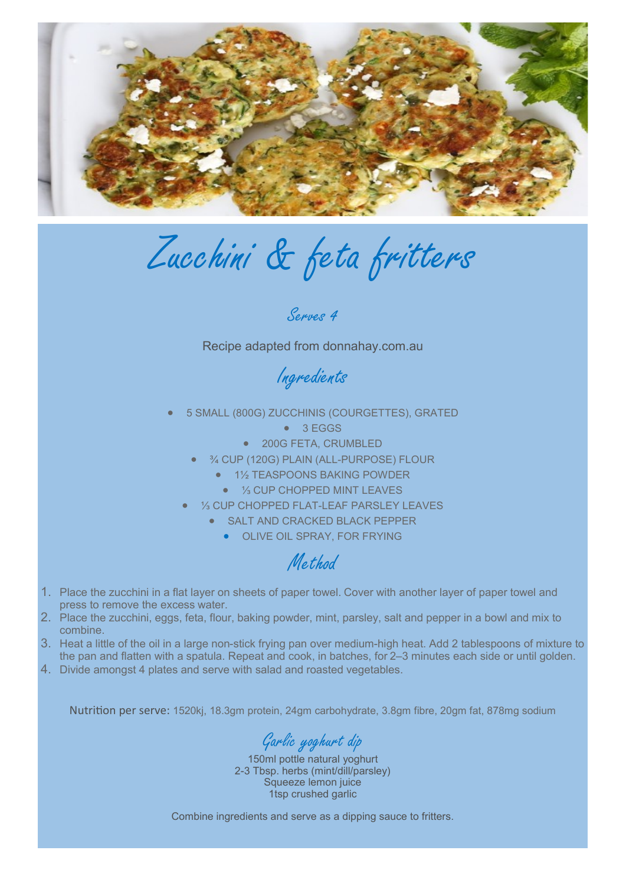# Zucchini & feta fritters

### Serves 4

Recipe adapted from donnahay.com.au

## Ingredients

- 5 SMALL (800G) ZUCCHINIS (COURGETTES), GRATED
- 3 EGGS
- 200G FETA, CRUMBLED
- ¾ CUP (120G) PLAIN (ALL-PURPOSE) FLOUR
- 1½ TEASPOONS BAKING POWDER
- ⅓ CUP CHOPPED MINT LEAVES
- ⅓ CUP CHOPPED FLAT-LEAF PARSLEY LEAVES
- SALT AND CRACKED BLACK PEPPER
- OLIVE OIL SPRAY, FOR FRYING

## Method

1. Place the zucchini in a flat layer on sheets of paper towel. Cover with another layer of paper towel and press to remove the excess water.
2. Place the zucchini, eggs, feta, flour, baking powder, mint, parsley, salt and pepper in a bowl and mix to combine.
3. Heat a little of the oil in a large non-stick frying pan over medium-high heat. Add 2 tablespoons of mixture to the pan and flatten with a spatula. Repeat and cook, in batches, for 2–3 minutes each side or until golden.
4. Divide amongst 4 plates and serve with salad and roasted vegetables.

Nutrition per serve: 1520kj, 18.3gm protein, 24gm carbohydrate, 3.8gm fibre, 20gm fat, 878mg sodium

### Garlic yoghurt dip

150ml pottle natural yoghurt
2-3 Tbsp. herbs (mint/dill/parsley)
Squeeze lemon juice
1tsp crushed garlic

Combine ingredients and serve as a dipping sauce to fritters.